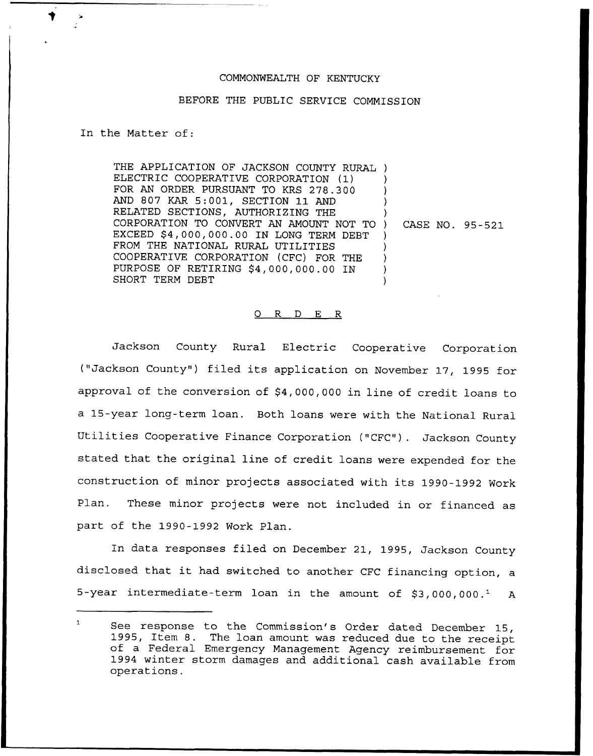COMMONWEALTH OF KENTUCKY

BEFORE THE PUBLIC SERVICE COMMISSION

In the Matter of:

THE APPLICATION OF JACKSON COUNTY RURAL ELECTRIC COOPERATIVE CORPORATION (1) FOR AN ORDER PURSUANT TO KRS 278.300 AND 807 KAR 5:001, SECTION 11 AND RELATED SECTIONS, AUTHORIZING THE CORPORATION TO CONVERT AN AMOUNT NOT TO EXCEED $4,000,000.00 IN LONG TERM DEBT FROM THE NATIONAL RURAL UTILITIES COOPERATIVE CORPORATION (CFC) FOR THE PURPOSE OF RETIRING $4,000,000.00 IN SHORT TERM DEBT

) CASE NO. 95-521

## O R D E R

Jackson County Rural Electric Cooperative Corporation ("Jackson County") filed its application on November 17, 1995 for approval of the conversion of $4,000,000 in line of credit loans to a 15-year long-term loan. Both loans were with the National Rural Utilities Cooperative Finance Corporation ("CFC"). Jackson County stated that the original line of credit loans were expended for the construction of minor projects associated with its 1990-1992 Work Plan. These minor projects were not included in or financed as part of the 1990-1992 Work Plan.

In data responses filed on December 21, 1995, Jackson County disclosed that it had switched to another CFC financing option, a 5-year intermediate-term loan in the amount of $3,000,000.[1] A

[1] See response to the Commission's Order dated December 15, 1995, Item 8. The loan amount was reduced due to the receipt of a Federal Emergency Management Agency reimbursement for 1994 winter storm damages and additional cash available from operations.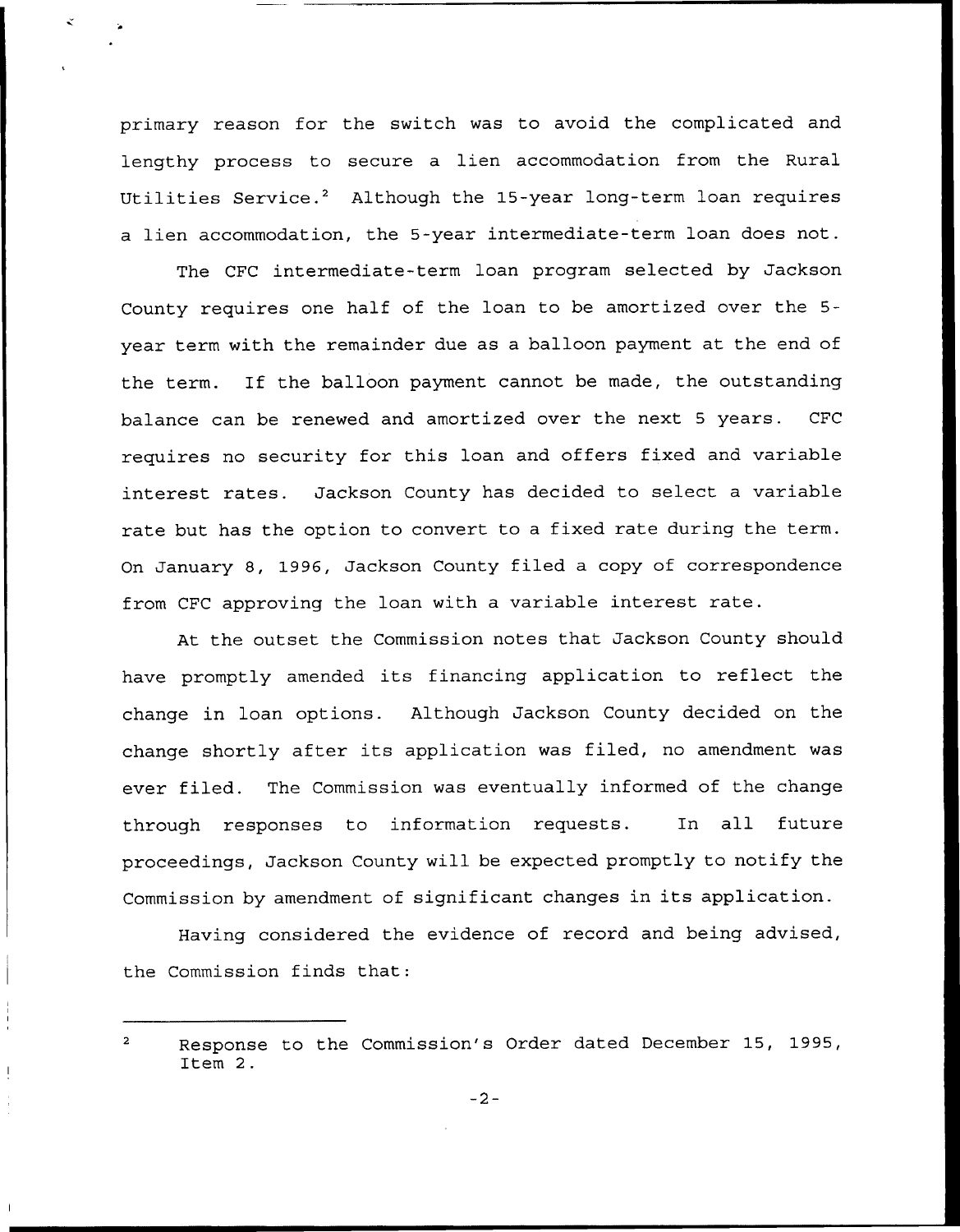primary reason for the switch was to avoid the complicated and lengthy process to secure a lien accommodation from the Rural Utilities Service.[2] Although the 15-year long-term loan requires a lien accommodation, the 5-year intermediate-term loan does not.

The CFC intermediate-term loan program selected by Jackson County requires one half of the loan to be amortized over the 5-year term with the remainder due as a balloon payment at the end of the term. If the balloon payment cannot be made, the outstanding balance can be renewed and amortized over the next 5 years. CFC requires no security for this loan and offers fixed and variable interest rates. Jackson County has decided to select a variable rate but has the option to convert to a fixed rate during the term. On January 8, 1996, Jackson County filed a copy of correspondence from CFC approving the loan with a variable interest rate.

At the outset the Commission notes that Jackson County should have promptly amended its financing application to reflect the change in loan options. Although Jackson County decided on the change shortly after its application was filed, no amendment was ever filed. The Commission was eventually informed of the change through responses to information requests. In all future proceedings, Jackson County will be expected promptly to notify the Commission by amendment of significant changes in its application.

Having considered the evidence of record and being advised, the Commission finds that:

---

[2] Response to the Commission's Order dated December 15, 1995, Item 2.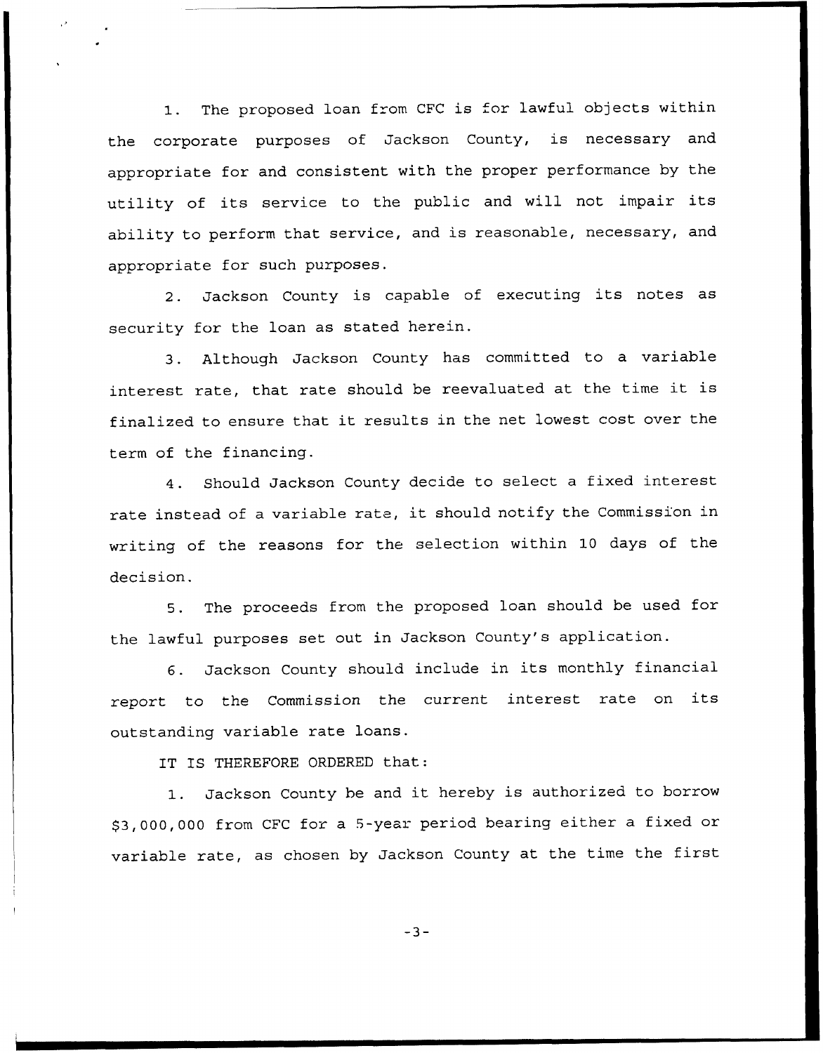1. The proposed loan from CFC is for lawful objects within the corporate purposes of Jackson County, is necessary and appropriate for and consistent with the proper performance by the utility of its service to the public and will not impair its ability to perform that service, and is reasonable, necessary, and appropriate for such purposes.

2. Jackson County is capable of executing its notes as security for the loan as stated herein.

3. Although Jackson County has committed to a variable interest rate, that rate should be reevaluated at the time it is finalized to ensure that it results in the net lowest cost over the term of the financing.

4. Should Jackson County decide to select a fixed interest rate instead of a variable rate, it should notify the Commission in writing of the reasons for the selection within 10 days of the decision.

5. The proceeds from the proposed loan should be used for the lawful purposes set out in Jackson County's application.

6. Jackson County should include in its monthly financial report to the Commission the current interest rate on its outstanding variable rate loans.

IT IS THEREFORE ORDERED that:

1. Jackson County be and it hereby is authorized to borrow $3,000,000 from CFC for a 5-year period bearing either a fixed or variable rate, as chosen by Jackson County at the time the first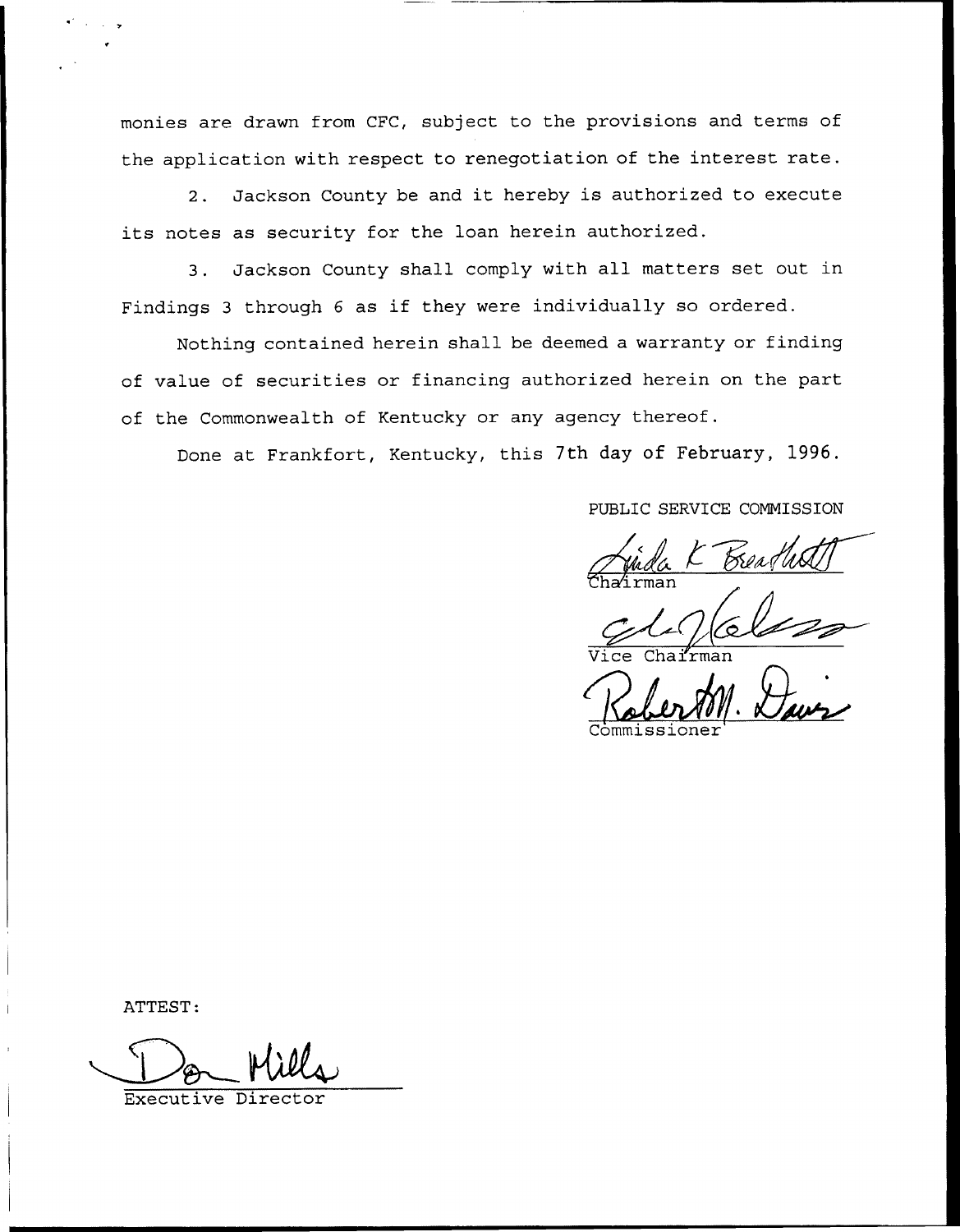monies are drawn from CFC, subject to the provisions and terms of the application with respect to renegotiation of the interest rate.

2. Jackson County be and it hereby is authorized to execute its notes as security for the loan herein authorized.

3. Jackson County shall comply with all matters set out in Findings 3 through 6 as if they were individually so ordered.

Nothing contained herein shall be deemed a warranty or finding of value of securities or financing authorized herein on the part of the Commonwealth of Kentucky or any agency thereof.

Done at Frankfort, Kentucky, this 7th day of February, 1996.

PUBLIC SERVICE COMMISSION

Linda K. Breathitt
Chairman

Vice Chairman

Robert M. Davis
Commissioner

ATTEST:

Don Mills
Executive Director